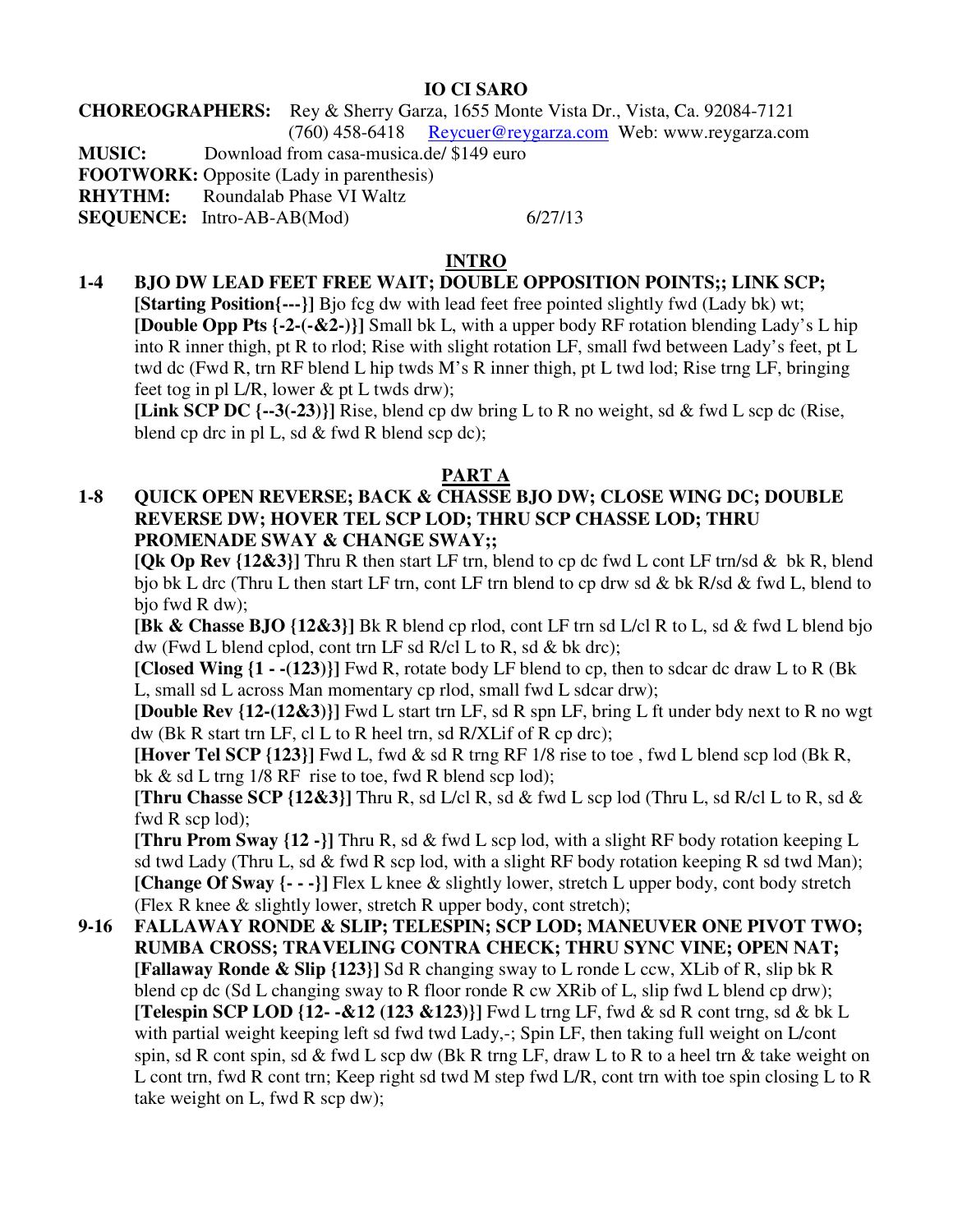# IO CI SARO

**CHOREOGRAPHERS:** Rey & Sherry Garza, 1655 Monte Vista Dr., Vista, Ca. 92084-7121
(760) 458-6418 Reycuer@reygarza.com Web: www.reygarza.com

**MUSIC:** Download from casa-musica.de/ $149 euro

**FOOTWORK:** Opposite (Lady in parenthesis)

**RHYTHM:** Roundalab Phase VI Waltz

**SEQUENCE:** Intro-AB-AB(Mod) 6/27/13

## INTRO

**1-4 BJO DW LEAD FEET FREE WAIT; DOUBLE OPPOSITION POINTS;; LINK SCP;**

**[Starting Position{---}]** Bjo fcg dw with lead feet free pointed slightly fwd (Lady bk) wt;
**[Double Opp Pts {-2-(-&2-)}]** Small bk L, with a upper body RF rotation blending Lady's L hip into R inner thigh, pt R to rlod; Rise with slight rotation LF, small fwd between Lady's feet, pt L twd dc (Fwd R, trn RF blend L hip twds M's R inner thigh, pt L twd lod; Rise trng LF, bringing feet tog in pl L/R, lower & pt L twds drw);
**[Link SCP DC {--3(-23)}]** Rise, blend cp dw bring L to R no weight, sd & fwd L scp dc (Rise, blend cp drc in pl L, sd & fwd R blend scp dc);

## PART A

**1-8 QUICK OPEN REVERSE; BACK & CHASSE BJO DW; CLOSE WING DC; DOUBLE REVERSE DW; HOVER TEL SCP LOD; THRU SCP CHASSE LOD; THRU PROMENADE SWAY & CHANGE SWAY;;**

**[Qk Op Rev {12&3}]** Thru R then start LF trn, blend to cp dc fwd L cont LF trn/sd & bk R, blend bjo bk L drc (Thru L then start LF trn, cont LF trn blend to cp drw sd & bk R/sd & fwd L, blend to bjo fwd R dw);
**[Bk & Chasse BJO {12&3}]** Bk R blend cp rlod, cont LF trn sd L/cl R to L, sd & fwd L blend bjo dw (Fwd L blend cplod, cont trn LF sd R/cl L to R, sd & bk drc);
**[Closed Wing {1 - -(123)}]** Fwd R, rotate body LF blend to cp, then to sdcar dc draw L to R (Bk L, small sd L across Man momentary cp rlod, small fwd L sdcar drw);
**[Double Rev {12-(12&3)}]** Fwd L start trn LF, sd R spn LF, bring L ft under bdy next to R no wgt dw (Bk R start trn LF, cl L to R heel trn, sd R/XLif of R cp drc);
**[Hover Tel SCP {123}]** Fwd L, fwd & sd R trng RF 1/8 rise to toe , fwd L blend scp lod (Bk R, bk & sd L trng 1/8 RF rise to toe, fwd R blend scp lod);
**[Thru Chasse SCP {12&3}]** Thru R, sd L/cl R, sd & fwd L scp lod (Thru L, sd R/cl L to R, sd & fwd R scp lod);
**[Thru Prom Sway {12 -}]** Thru R, sd & fwd L scp lod, with a slight RF body rotation keeping L sd twd Lady (Thru L, sd & fwd R scp lod, with a slight RF body rotation keeping R sd twd Man);
**[Change Of Sway {- - -}]** Flex L knee & slightly lower, stretch L upper body, cont body stretch (Flex R knee & slightly lower, stretch R upper body, cont stretch);

**9-16 FALLAWAY RONDE & SLIP; TELESPIN; SCP LOD; MANEUVER ONE PIVOT TWO; RUMBA CROSS; TRAVELING CONTRA CHECK; THRU SYNC VINE; OPEN NAT;**

**[Fallaway Ronde & Slip {123}]** Sd R changing sway to L ronde L ccw, XLib of R, slip bk R blend cp dc (Sd L changing sway to R floor ronde R cw XRib of L, slip fwd L blend cp drw);
**[Telespin SCP LOD {12- -&12 (123 &123)}]** Fwd L trng LF, fwd & sd R cont trng, sd & bk L with partial weight keeping left sd fwd twd Lady,-; Spin LF, then taking full weight on L/cont spin, sd R cont spin, sd & fwd L scp dw (Bk R trng LF, draw L to R to a heel trn & take weight on L cont trn, fwd R cont trn; Keep right sd twd M step fwd L/R, cont trn with toe spin closing L to R take weight on L, fwd R scp dw);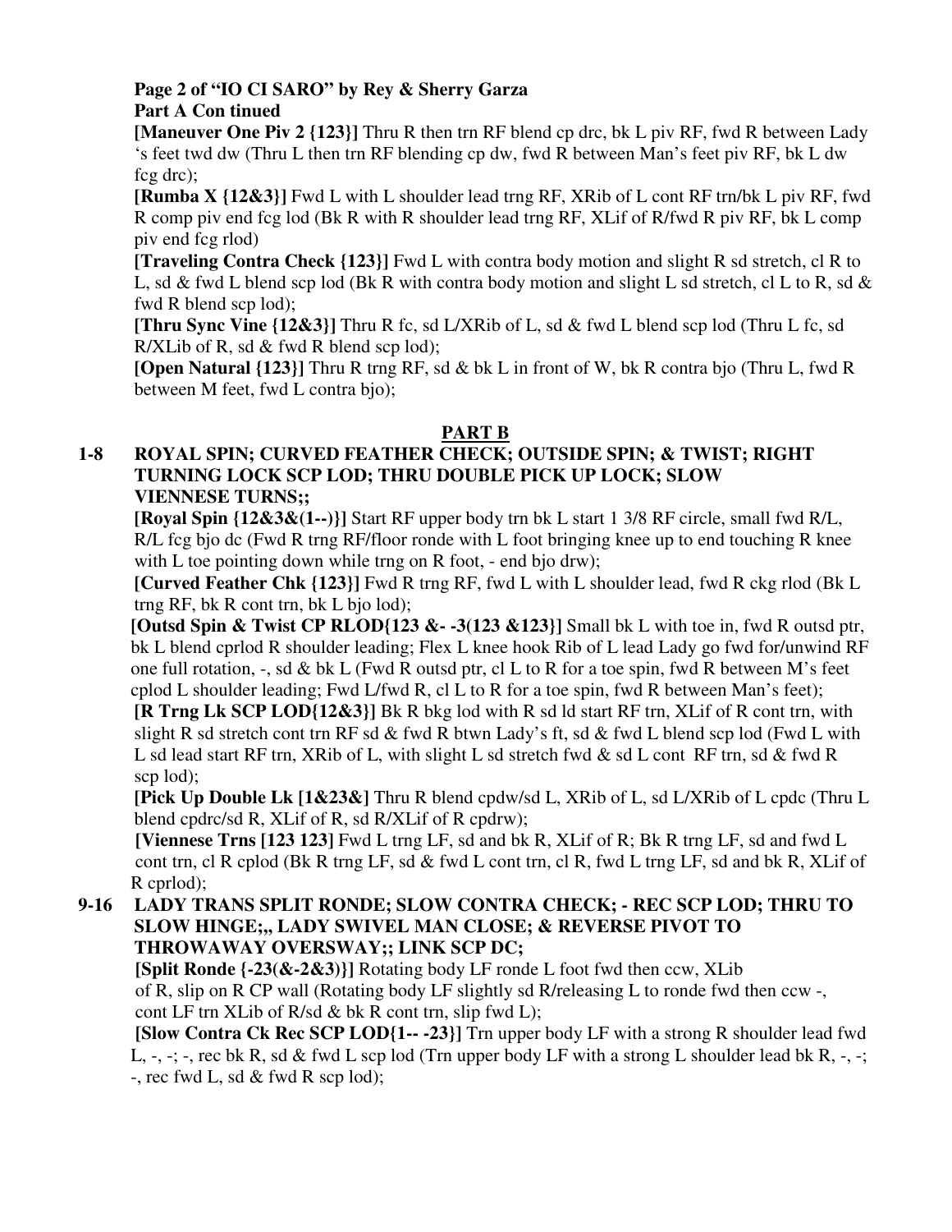**Page 2 of "IO CI SARO" by Rey & Sherry Garza**
**Part A Con tinued**

**[Maneuver One Piv 2 {123}]** Thru R then trn RF blend cp drc, bk L piv RF, fwd R between Lady 's feet twd dw (Thru L then trn RF blending cp dw, fwd R between Man's feet piv RF, bk L dw fcg drc);

**[Rumba X {12&3}]** Fwd L with L shoulder lead trng RF, XRib of L cont RF trn/bk L piv RF, fwd R comp piv end fcg lod (Bk R with R shoulder lead trng RF, XLif of R/fwd R piv RF, bk L comp piv end fcg rlod)

**[Traveling Contra Check {123}]** Fwd L with contra body motion and slight R sd stretch, cl R to L, sd & fwd L blend scp lod (Bk R with contra body motion and slight L sd stretch, cl L to R, sd & fwd R blend scp lod);

**[Thru Sync Vine {12&3}]** Thru R fc, sd L/XRib of L, sd & fwd L blend scp lod (Thru L fc, sd R/XLib of R, sd & fwd R blend scp lod);

**[Open Natural {123}]** Thru R trng RF, sd & bk L in front of W, bk R contra bjo (Thru L, fwd R between M feet, fwd L contra bjo);

## PART B

**1-8 ROYAL SPIN; CURVED FEATHER CHECK; OUTSIDE SPIN; & TWIST; RIGHT TURNING LOCK SCP LOD; THRU DOUBLE PICK UP LOCK; SLOW VIENNESE TURNS;;**

**[Royal Spin {12&3&(1--)}]** Start RF upper body trn bk L start 1 3/8 RF circle, small fwd R/L, R/L fcg bjo dc (Fwd R trng RF/floor ronde with L foot bringing knee up to end touching R knee with L toe pointing down while trng on R foot, - end bjo drw);

**[Curved Feather Chk {123}]** Fwd R trng RF, fwd L with L shoulder lead, fwd R ckg rlod (Bk L trng RF, bk R cont trn, bk L bjo lod);

**[Outsd Spin & Twist CP RLOD{123 &- -3(123 &123}]** Small bk L with toe in, fwd R outsd ptr, bk L blend cprlod R shoulder leading; Flex L knee hook Rib of L lead Lady go fwd for/unwind RF one full rotation, -, sd & bk L (Fwd R outsd ptr, cl L to R for a toe spin, fwd R between M's feet cplod L shoulder leading; Fwd L/fwd R, cl L to R for a toe spin, fwd R between Man's feet);

**[R Trng Lk SCP LOD{12&3}]** Bk R bkg lod with R sd ld start RF trn, XLif of R cont trn, with slight R sd stretch cont trn RF sd & fwd R btwn Lady's ft, sd & fwd L blend scp lod (Fwd L with L sd lead start RF trn, XRib of L, with slight L sd stretch fwd & sd L cont RF trn, sd & fwd R scp lod);

**[Pick Up Double Lk [1&23&]** Thru R blend cpdw/sd L, XRib of L, sd L/XRib of L cpdc (Thru L blend cpdrc/sd R, XLif of R, sd R/XLif of R cpdrw);

**[Viennese Trns [123 123]** Fwd L trng LF, sd and bk R, XLif of R; Bk R trng LF, sd and fwd L cont trn, cl R cplod (Bk R trng LF, sd & fwd L cont trn, cl R, fwd L trng LF, sd and bk R, XLif of R cprlod);

**9-16 LADY TRANS SPLIT RONDE; SLOW CONTRA CHECK; - REC SCP LOD; THRU TO SLOW HINGE;,, LADY SWIVEL MAN CLOSE; & REVERSE PIVOT TO THROWAWAY OVERSWAY;; LINK SCP DC;**

**[Split Ronde {-23(&-2&3)}]** Rotating body LF ronde L foot fwd then ccw, XLib of R, slip on R CP wall (Rotating body LF slightly sd R/releasing L to ronde fwd then ccw -, cont LF trn XLib of R/sd & bk R cont trn, slip fwd L);

**[Slow Contra Ck Rec SCP LOD{1-- -23}]** Trn upper body LF with a strong R shoulder lead fwd L, -, -; -, rec bk R, sd & fwd L scp lod (Trn upper body LF with a strong L shoulder lead bk R, -, -; -, rec fwd L, sd & fwd R scp lod);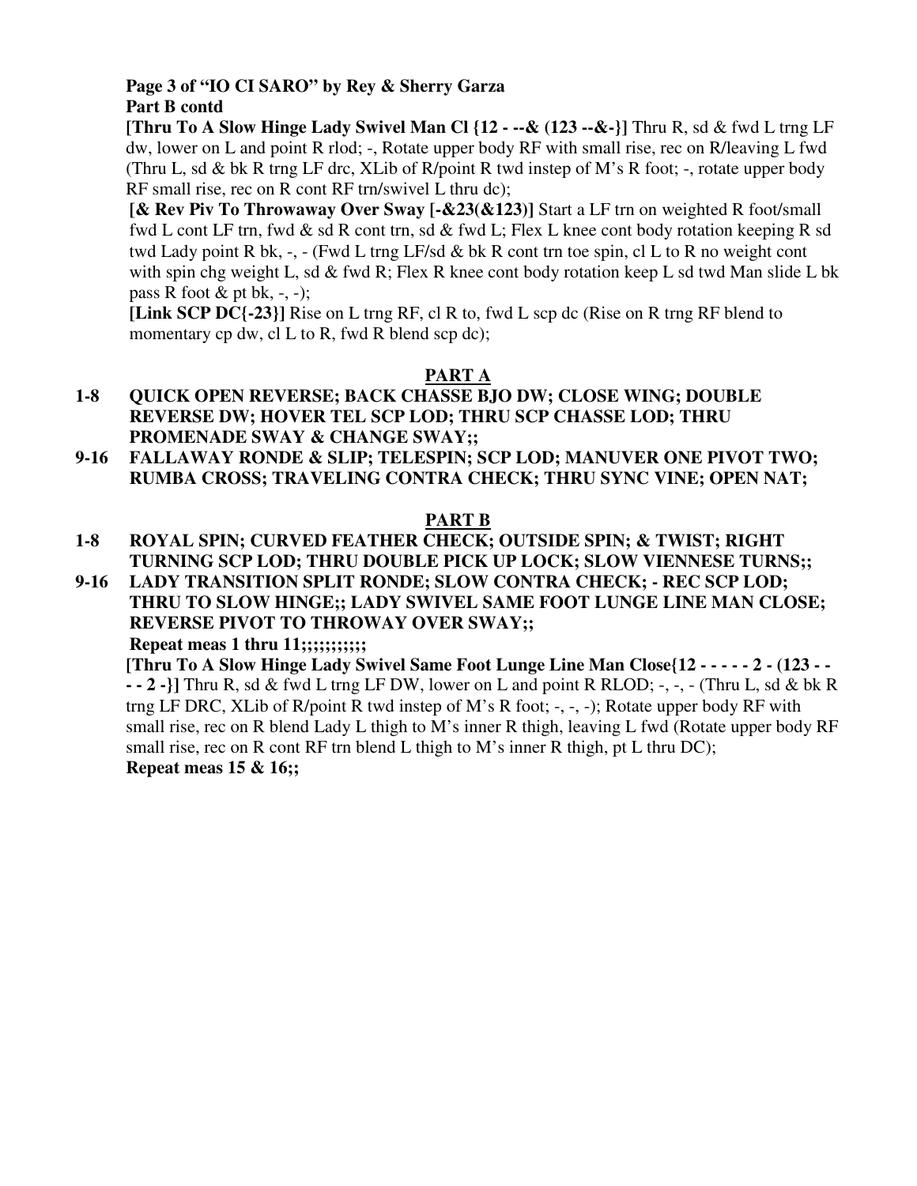**Page 3 of "IO CI SARO" by Rey & Sherry Garza**
**Part B contd**

**[Thru To A Slow Hinge Lady Swivel Man Cl {12 - --& (123 --&-}]** Thru R, sd & fwd L trng LF dw, lower on L and point R rlod; -, Rotate upper body RF with small rise, rec on R/leaving L fwd (Thru L, sd & bk R trng LF drc, XLib of R/point R twd instep of M's R foot; -, rotate upper body RF small rise, rec on R cont RF trn/swivel L thru dc);

**[& Rev Piv To Throwaway Over Sway [-&23(&123)]** Start a LF trn on weighted R foot/small fwd L cont LF trn, fwd & sd R cont trn, sd & fwd L; Flex L knee cont body rotation keeping R sd twd Lady point R bk, -, - (Fwd L trng LF/sd & bk R cont trn toe spin, cl L to R no weight cont with spin chg weight L, sd & fwd R; Flex R knee cont body rotation keep L sd twd Man slide L bk pass R foot & pt bk, -, -);

**[Link SCP DC{-23}]** Rise on L trng RF, cl R to, fwd L scp dc (Rise on R trng RF blend to momentary cp dw, cl L to R, fwd R blend scp dc);

## PART A

**1-8 QUICK OPEN REVERSE; BACK CHASSE BJO DW; CLOSE WING; DOUBLE REVERSE DW; HOVER TEL SCP LOD; THRU SCP CHASSE LOD; THRU PROMENADE SWAY & CHANGE SWAY;;**

**9-16 FALLAWAY RONDE & SLIP; TELESPIN; SCP LOD; MANUVER ONE PIVOT TWO; RUMBA CROSS; TRAVELING CONTRA CHECK; THRU SYNC VINE; OPEN NAT;**

## PART B

**1-8 ROYAL SPIN; CURVED FEATHER CHECK; OUTSIDE SPIN; & TWIST; RIGHT TURNING SCP LOD; THRU DOUBLE PICK UP LOCK; SLOW VIENNESE TURNS;;**

**9-16 LADY TRANSITION SPLIT RONDE; SLOW CONTRA CHECK; - REC SCP LOD; THRU TO SLOW HINGE;; LADY SWIVEL SAME FOOT LUNGE LINE MAN CLOSE; REVERSE PIVOT TO THROWAY OVER SWAY;;**

**Repeat meas 1 thru 11;;;;;;;;;;;**

**[Thru To A Slow Hinge Lady Swivel Same Foot Lunge Line Man Close{12 - - - - - 2 - (123 - - - - 2 -}]** Thru R, sd & fwd L trng LF DW, lower on L and point R RLOD; -, -, - (Thru L, sd & bk R trng LF DRC, XLib of R/point R twd instep of M's R foot; -, -, -); Rotate upper body RF with small rise, rec on R blend Lady L thigh to M's inner R thigh, leaving L fwd (Rotate upper body RF small rise, rec on R cont RF trn blend L thigh to M's inner R thigh, pt L thru DC);

**Repeat meas 15 & 16;;**